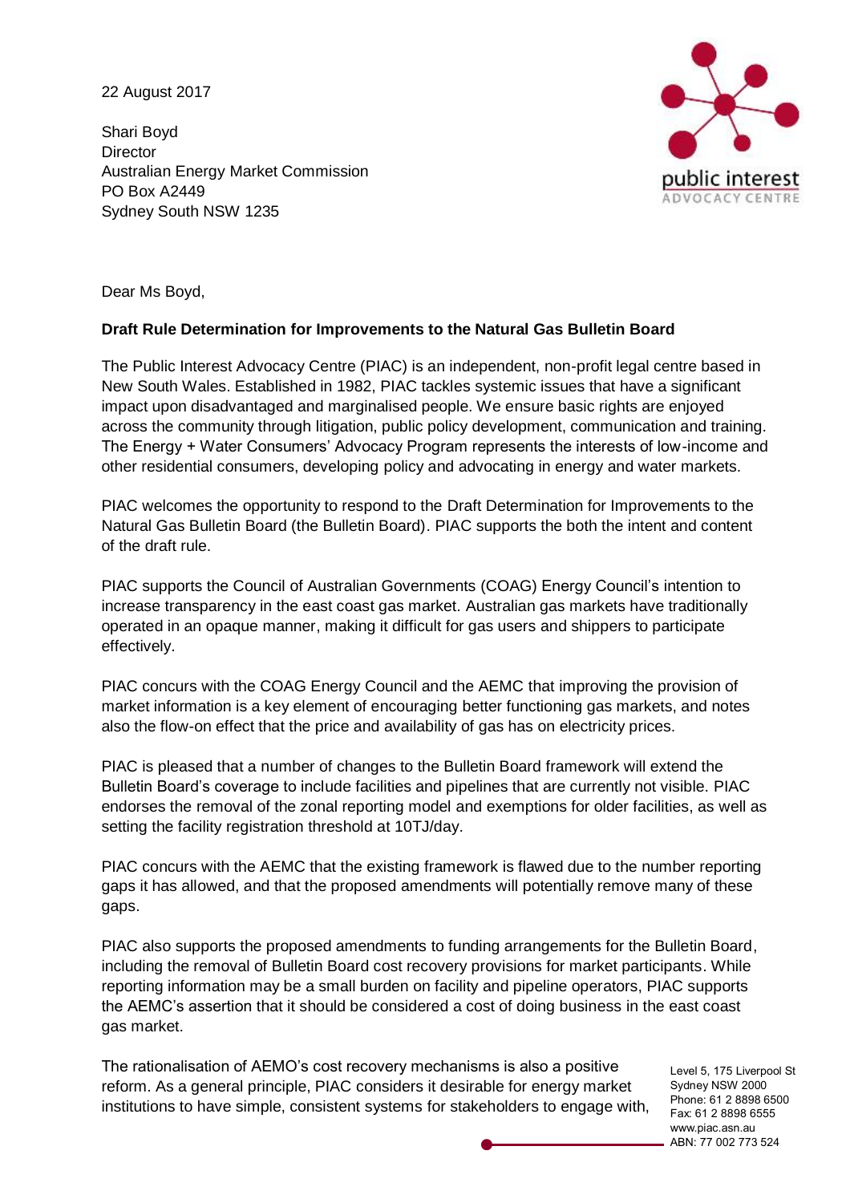22 August 2017

Shari Boyd
Director
Australian Energy Market Commission
PO Box A2449
Sydney South NSW 1235

Dear Ms Boyd,

**Draft Rule Determination for Improvements to the Natural Gas Bulletin Board**

The Public Interest Advocacy Centre (PIAC) is an independent, non-profit legal centre based in New South Wales. Established in 1982, PIAC tackles systemic issues that have a significant impact upon disadvantaged and marginalised people. We ensure basic rights are enjoyed across the community through litigation, public policy development, communication and training. The Energy + Water Consumers' Advocacy Program represents the interests of low-income and other residential consumers, developing policy and advocating in energy and water markets.

PIAC welcomes the opportunity to respond to the Draft Determination for Improvements to the Natural Gas Bulletin Board (the Bulletin Board). PIAC supports the both the intent and content of the draft rule.

PIAC supports the Council of Australian Governments (COAG) Energy Council's intention to increase transparency in the east coast gas market. Australian gas markets have traditionally operated in an opaque manner, making it difficult for gas users and shippers to participate effectively.

PIAC concurs with the COAG Energy Council and the AEMC that improving the provision of market information is a key element of encouraging better functioning gas markets, and notes also the flow-on effect that the price and availability of gas has on electricity prices.

PIAC is pleased that a number of changes to the Bulletin Board framework will extend the Bulletin Board's coverage to include facilities and pipelines that are currently not visible. PIAC endorses the removal of the zonal reporting model and exemptions for older facilities, as well as setting the facility registration threshold at 10TJ/day.

PIAC concurs with the AEMC that the existing framework is flawed due to the number reporting gaps it has allowed, and that the proposed amendments will potentially remove many of these gaps.

PIAC also supports the proposed amendments to funding arrangements for the Bulletin Board, including the removal of Bulletin Board cost recovery provisions for market participants. While reporting information may be a small burden on facility and pipeline operators, PIAC supports the AEMC's assertion that it should be considered a cost of doing business in the east coast gas market.

The rationalisation of AEMO's cost recovery mechanisms is also a positive reform. As a general principle, PIAC considers it desirable for energy market institutions to have simple, consistent systems for stakeholders to engage with,

Level 5, 175 Liverpool St
Sydney NSW 2000
Phone: 61 2 8898 6500
Fax: 61 2 8898 6555
www.piac.asn.au
ABN: 77 002 773 524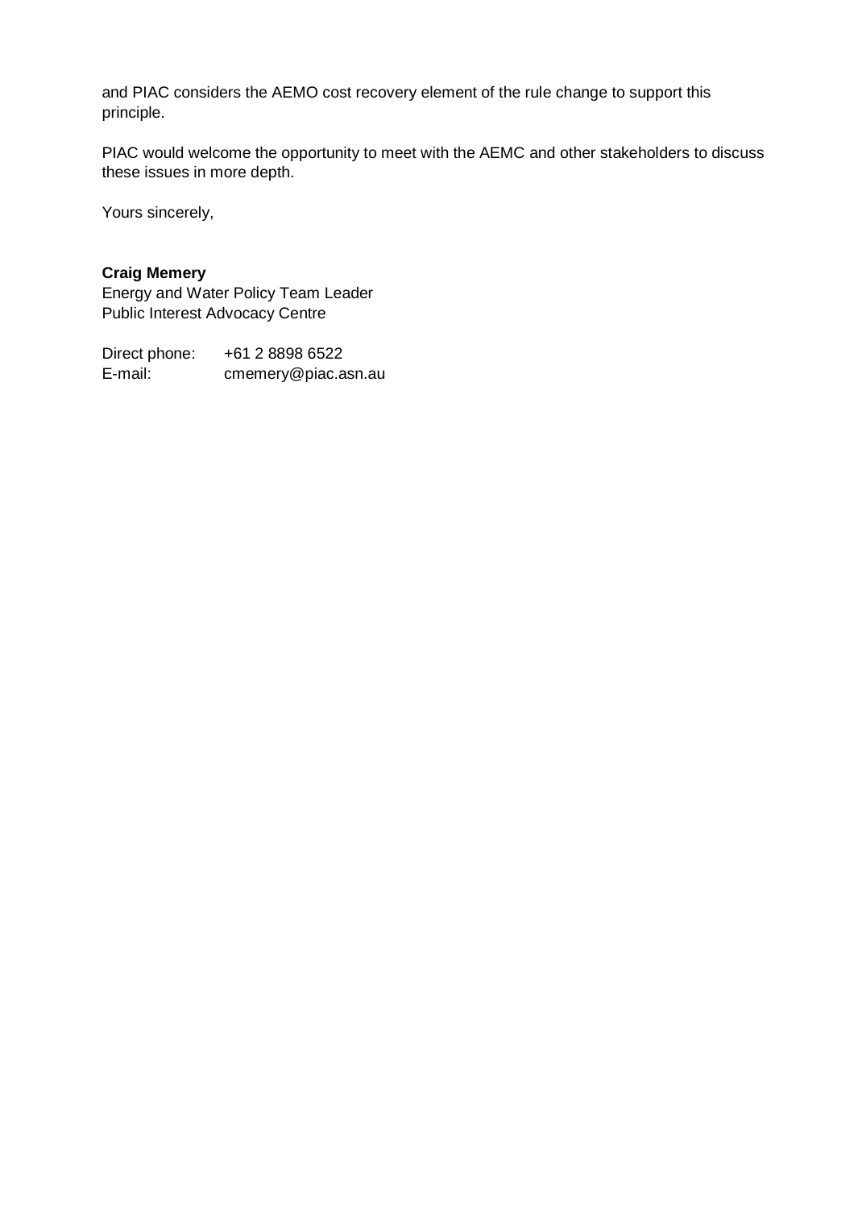and PIAC considers the AEMO cost recovery element of the rule change to support this principle.

PIAC would welcome the opportunity to meet with the AEMC and other stakeholders to discuss these issues in more depth.

Yours sincerely,

**Craig Memery**
Energy and Water Policy Team Leader
Public Interest Advocacy Centre

Direct phone: +61 2 8898 6522
E-mail: cmemery@piac.asn.au